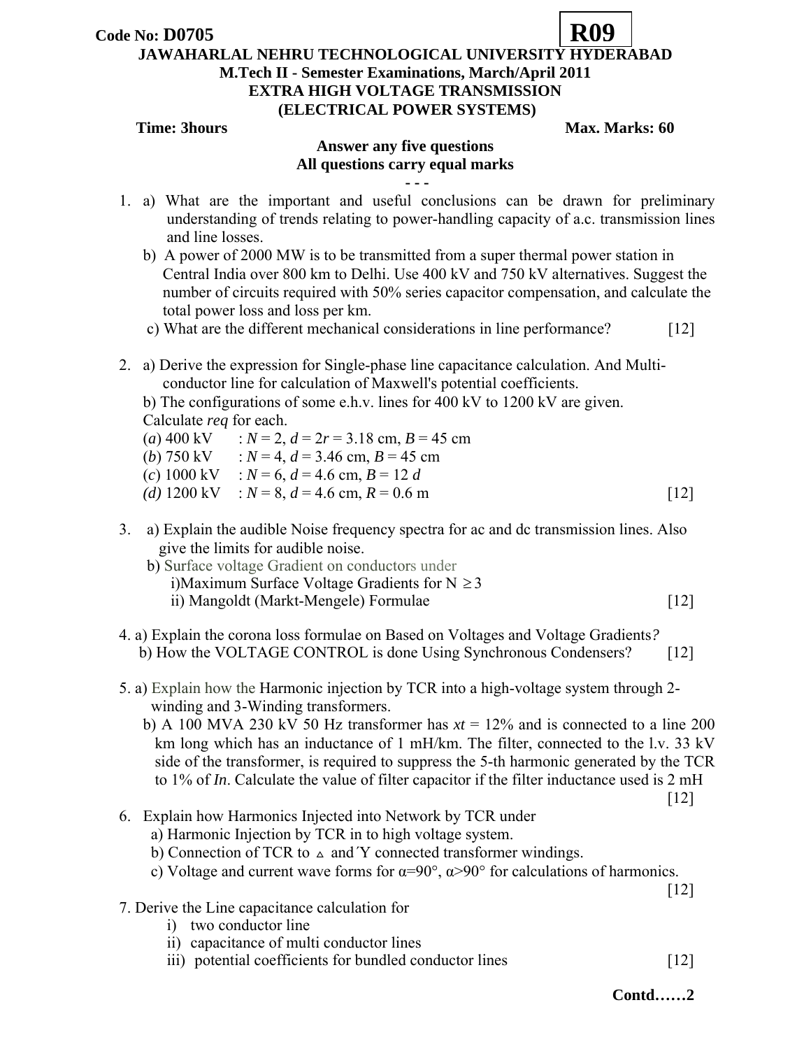Code No: D0705 **R09**

**JAWAHARLAL NEHRU TECHNOLOGICAL UNIVERSITY HYDERABAD**
**M.Tech II - Semester Examinations, March/April 2011**
**EXTRA HIGH VOLTAGE TRANSMISSION**
**(ELECTRICAL POWER SYSTEMS)**

**Time: 3hours** **Max. Marks: 60**

**Answer any five questions**
**All questions carry equal marks**
**- - -**

1. a) What are the important and useful conclusions can be drawn for preliminary understanding of trends relating to power-handling capacity of a.c. transmission lines and line losses.
   b) A power of 2000 MW is to be transmitted from a super thermal power station in Central India over 800 km to Delhi. Use 400 kV and 750 kV alternatives. Suggest the number of circuits required with 50% series capacitor compensation, and calculate the total power loss and loss per km.
   c) What are the different mechanical considerations in line performance? [12]

2. a) Derive the expression for Single-phase line capacitance calculation. And Multi-conductor line for calculation of Maxwell's potential coefficients.
   b) The configurations of some e.h.v. lines for 400 kV to 1200 kV are given. Calculate *req* for each.
   (*a*) 400 kV : $N = 2$, $d = 2r = 3.18$ cm, $B = 45$ cm
   (*b*) 750 kV : $N = 4$, $d = 3.46$ cm, $B = 45$ cm
   (*c*) 1000 kV : $N = 6$, $d = 4.6$ cm, $B = 12\ d$
   (*d*) 1200 kV : $N = 8$, $d = 4.6$ cm, $R = 0.6$ m [12]

3. a) Explain the audible Noise frequency spectra for ac and dc transmission lines. Also give the limits for audible noise.
   b) Surface voltage Gradient on conductors under
      i)Maximum Surface Voltage Gradients for $N \geq 3$
      ii) Mangoldt (Markt-Mengele) Formulae [12]

4. a) Explain the corona loss formulae on Based on Voltages and Voltage Gradients?
   b) How the VOLTAGE CONTROL is done Using Synchronous Condensers? [12]

5. a) Explain how the Harmonic injection by TCR into a high-voltage system through 2-winding and 3-Winding transformers.
   b) A 100 MVA 230 kV 50 Hz transformer has $xt$ = 12% and is connected to a line 200 km long which has an inductance of 1 mH/km. The filter, connected to the l.v. 33 kV side of the transformer, is required to suppress the 5-th harmonic generated by the TCR to 1% of *In*. Calculate the value of filter capacitor if the filter inductance used is 2 mH [12]

6. Explain how Harmonics Injected into Network by TCR under
   a) Harmonic Injection by TCR in to high voltage system.
   b) Connection of TCR to $\Delta$ and´Y connected transformer windings.
   c) Voltage and current wave forms for $\alpha=90°$, $\alpha>90°$ for calculations of harmonics. [12]

7. Derive the Line capacitance calculation for
   i) two conductor line
   ii) capacitance of multi conductor lines
   iii) potential coefficients for bundled conductor lines [12]

**Contd……2**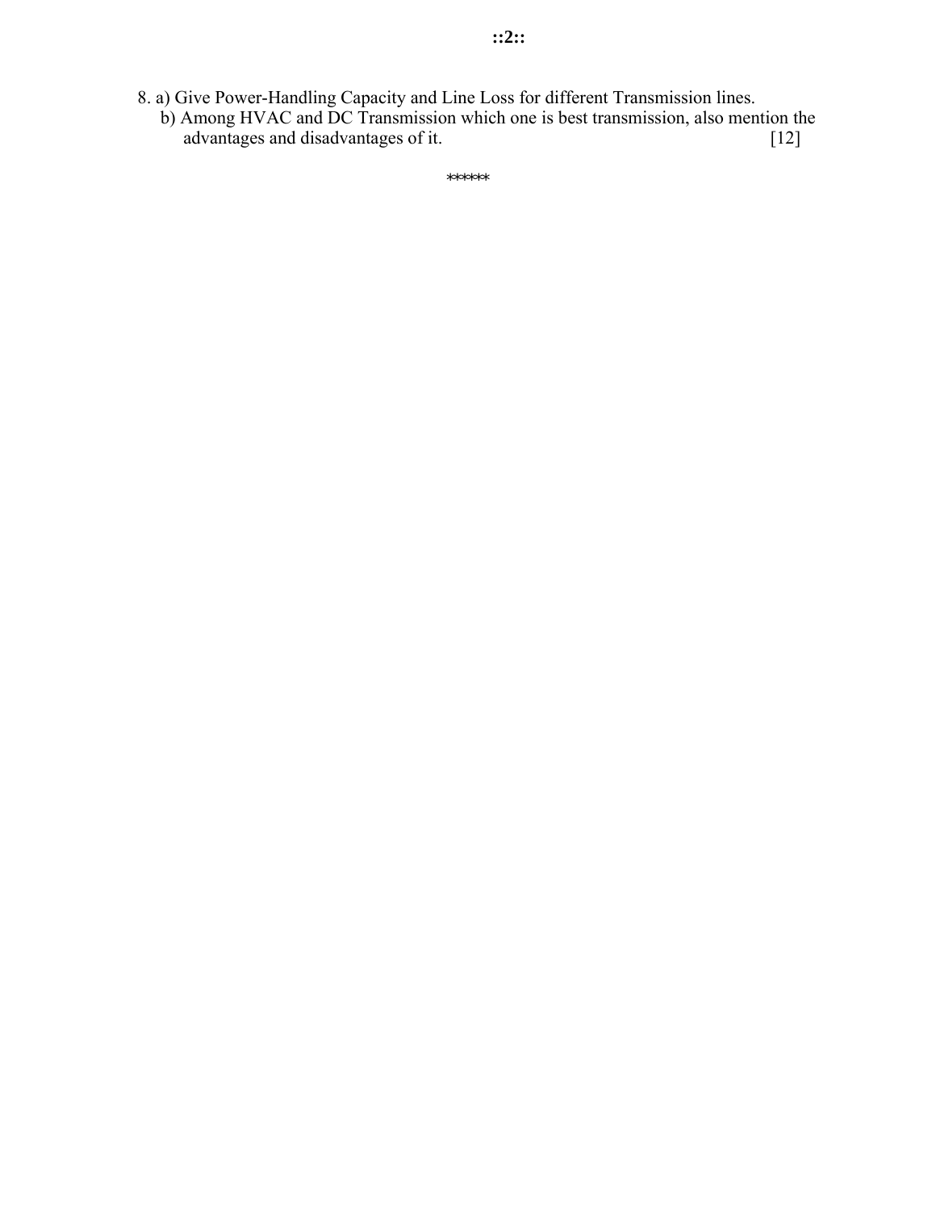8. a) Give Power-Handling Capacity and Line Loss for different Transmission lines.
   b) Among HVAC and DC Transmission which one is best transmission, also mention the advantages and disadvantages of it. [12]

******